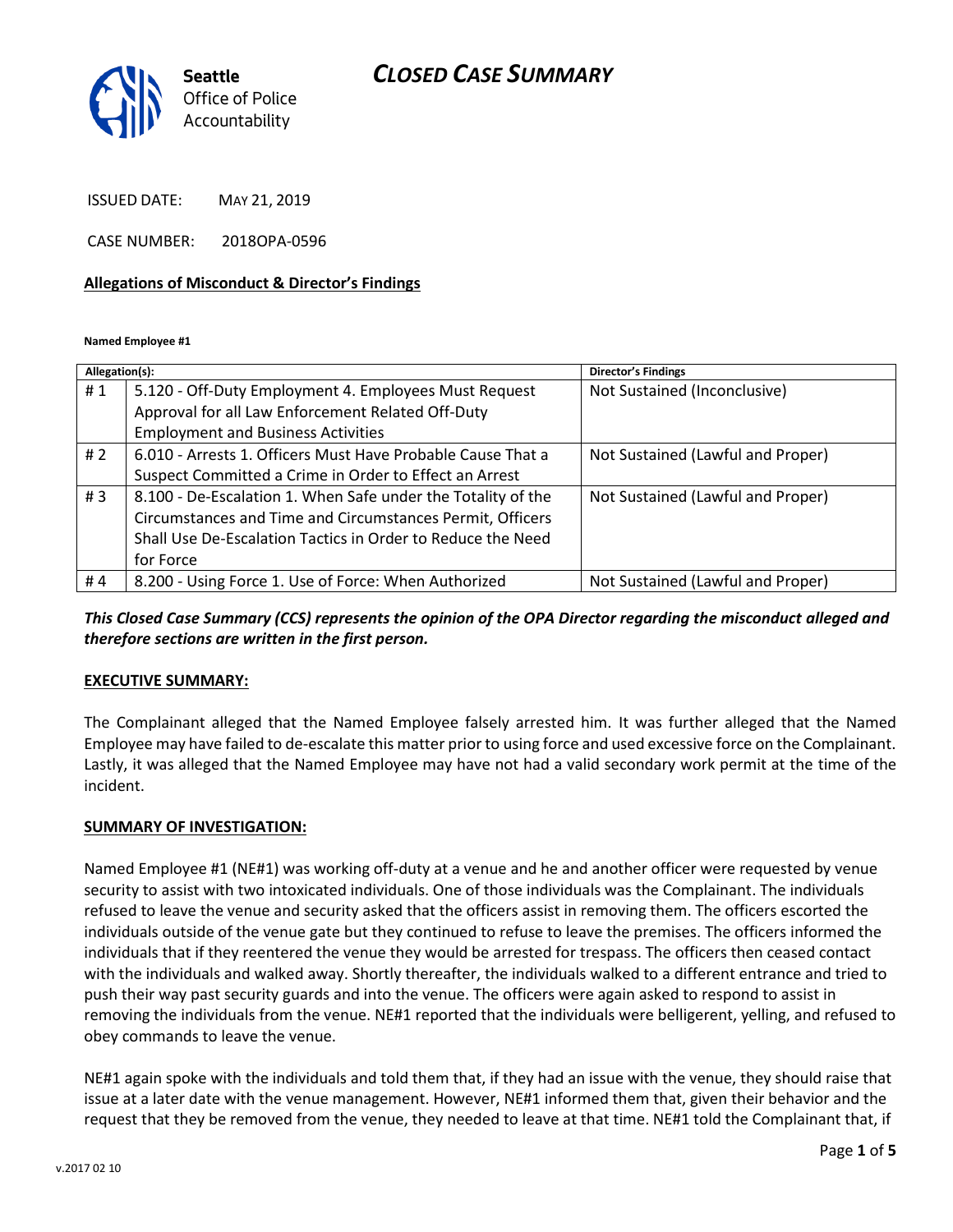Seattle Office of Police Accountability

# CLOSED CASE SUMMARY

ISSUED DATE: MAY 21, 2019

CASE NUMBER: 2018OPA-0596

**Allegations of Misconduct & Director's Findings**

**Named Employee #1**

| Allegation(s): | | Director's Findings |
|---|---|---|
| # 1 | 5.120 - Off-Duty Employment 4. Employees Must Request Approval for all Law Enforcement Related Off-Duty Employment and Business Activities | Not Sustained (Inconclusive) |
| # 2 | 6.010 - Arrests 1. Officers Must Have Probable Cause That a Suspect Committed a Crime in Order to Effect an Arrest | Not Sustained (Lawful and Proper) |
| # 3 | 8.100 - De-Escalation 1. When Safe under the Totality of the Circumstances and Time and Circumstances Permit, Officers Shall Use De-Escalation Tactics in Order to Reduce the Need for Force | Not Sustained (Lawful and Proper) |
| # 4 | 8.200 - Using Force 1. Use of Force: When Authorized | Not Sustained (Lawful and Proper) |

***This Closed Case Summary (CCS) represents the opinion of the OPA Director regarding the misconduct alleged and therefore sections are written in the first person.***

**EXECUTIVE SUMMARY:**

The Complainant alleged that the Named Employee falsely arrested him. It was further alleged that the Named Employee may have failed to de-escalate this matter prior to using force and used excessive force on the Complainant. Lastly, it was alleged that the Named Employee may have not had a valid secondary work permit at the time of the incident.

**SUMMARY OF INVESTIGATION:**

Named Employee #1 (NE#1) was working off-duty at a venue and he and another officer were requested by venue security to assist with two intoxicated individuals. One of those individuals was the Complainant. The individuals refused to leave the venue and security asked that the officers assist in removing them. The officers escorted the individuals outside of the venue gate but they continued to refuse to leave the premises. The officers informed the individuals that if they reentered the venue they would be arrested for trespass. The officers then ceased contact with the individuals and walked away. Shortly thereafter, the individuals walked to a different entrance and tried to push their way past security guards and into the venue. The officers were again asked to respond to assist in removing the individuals from the venue. NE#1 reported that the individuals were belligerent, yelling, and refused to obey commands to leave the venue.

NE#1 again spoke with the individuals and told them that, if they had an issue with the venue, they should raise that issue at a later date with the venue management. However, NE#1 informed them that, given their behavior and the request that they be removed from the venue, they needed to leave at that time. NE#1 told the Complainant that, if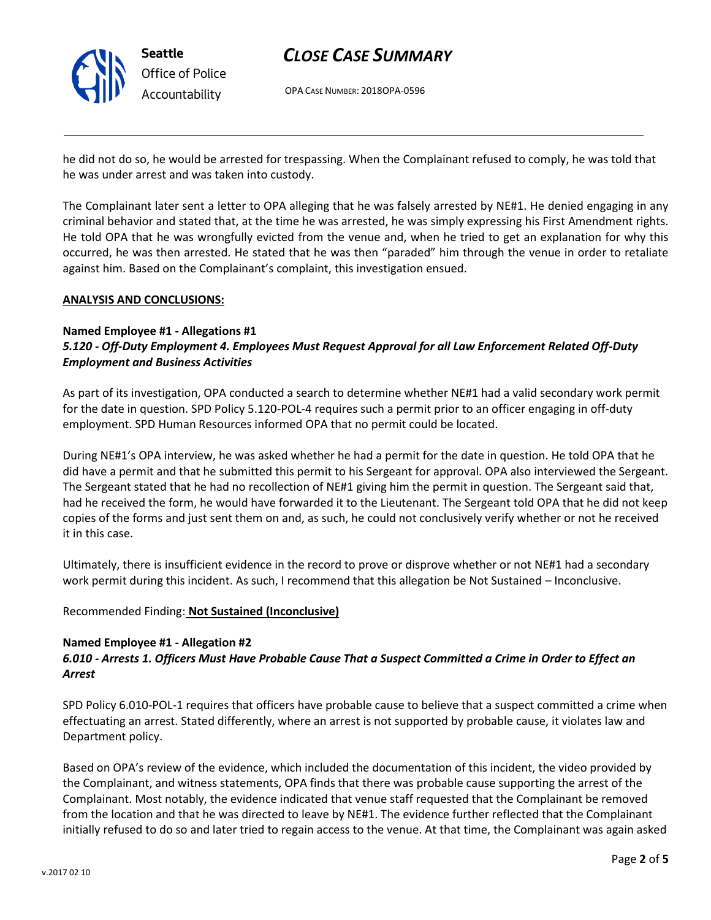he did not do so, he would be arrested for trespassing. When the Complainant refused to comply, he was told that he was under arrest and was taken into custody.

The Complainant later sent a letter to OPA alleging that he was falsely arrested by NE#1. He denied engaging in any criminal behavior and stated that, at the time he was arrested, he was simply expressing his First Amendment rights. He told OPA that he was wrongfully evicted from the venue and, when he tried to get an explanation for why this occurred, he was then arrested. He stated that he was then "paraded" him through the venue in order to retaliate against him. Based on the Complainant's complaint, this investigation ensued.

**ANALYSIS AND CONCLUSIONS:**

**Named Employee #1 - Allegations #1**
***5.120 - Off-Duty Employment 4. Employees Must Request Approval for all Law Enforcement Related Off-Duty Employment and Business Activities***

As part of its investigation, OPA conducted a search to determine whether NE#1 had a valid secondary work permit for the date in question. SPD Policy 5.120-POL-4 requires such a permit prior to an officer engaging in off-duty employment. SPD Human Resources informed OPA that no permit could be located.

During NE#1's OPA interview, he was asked whether he had a permit for the date in question. He told OPA that he did have a permit and that he submitted this permit to his Sergeant for approval. OPA also interviewed the Sergeant. The Sergeant stated that he had no recollection of NE#1 giving him the permit in question. The Sergeant said that, had he received the form, he would have forwarded it to the Lieutenant. The Sergeant told OPA that he did not keep copies of the forms and just sent them on and, as such, he could not conclusively verify whether or not he received it in this case.

Ultimately, there is insufficient evidence in the record to prove or disprove whether or not NE#1 had a secondary work permit during this incident. As such, I recommend that this allegation be Not Sustained – Inconclusive.

Recommended Finding: **Not Sustained (Inconclusive)**

**Named Employee #1 - Allegation #2**
***6.010 - Arrests 1. Officers Must Have Probable Cause That a Suspect Committed a Crime in Order to Effect an Arrest***

SPD Policy 6.010-POL-1 requires that officers have probable cause to believe that a suspect committed a crime when effectuating an arrest. Stated differently, where an arrest is not supported by probable cause, it violates law and Department policy.

Based on OPA's review of the evidence, which included the documentation of this incident, the video provided by the Complainant, and witness statements, OPA finds that there was probable cause supporting the arrest of the Complainant. Most notably, the evidence indicated that venue staff requested that the Complainant be removed from the location and that he was directed to leave by NE#1. The evidence further reflected that the Complainant initially refused to do so and later tried to regain access to the venue. At that time, the Complainant was again asked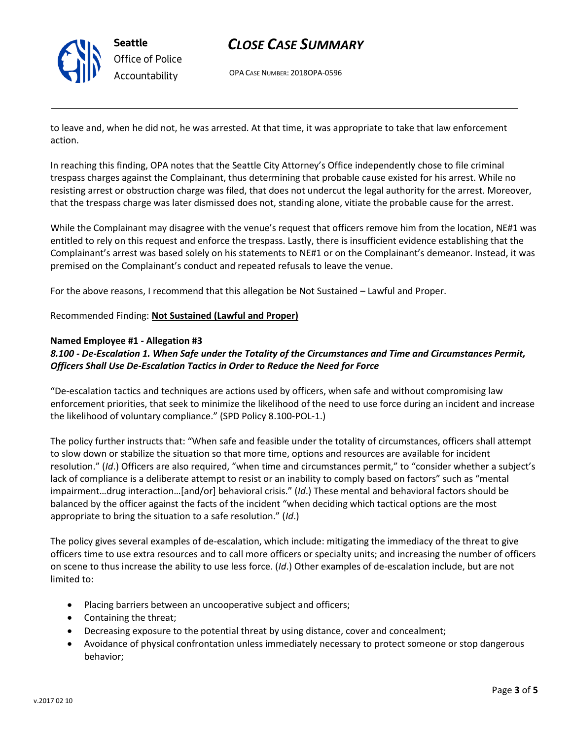to leave and, when he did not, he was arrested. At that time, it was appropriate to take that law enforcement action.

In reaching this finding, OPA notes that the Seattle City Attorney's Office independently chose to file criminal trespass charges against the Complainant, thus determining that probable cause existed for his arrest. While no resisting arrest or obstruction charge was filed, that does not undercut the legal authority for the arrest. Moreover, that the trespass charge was later dismissed does not, standing alone, vitiate the probable cause for the arrest.

While the Complainant may disagree with the venue's request that officers remove him from the location, NE#1 was entitled to rely on this request and enforce the trespass. Lastly, there is insufficient evidence establishing that the Complainant's arrest was based solely on his statements to NE#1 or on the Complainant's demeanor. Instead, it was premised on the Complainant's conduct and repeated refusals to leave the venue.

For the above reasons, I recommend that this allegation be Not Sustained – Lawful and Proper.

Recommended Finding: **Not Sustained (Lawful and Proper)**

**Named Employee #1 - Allegation #3**
***8.100 - De-Escalation 1. When Safe under the Totality of the Circumstances and Time and Circumstances Permit, Officers Shall Use De-Escalation Tactics in Order to Reduce the Need for Force***

"De-escalation tactics and techniques are actions used by officers, when safe and without compromising law enforcement priorities, that seek to minimize the likelihood of the need to use force during an incident and increase the likelihood of voluntary compliance." (SPD Policy 8.100-POL-1.)

The policy further instructs that: "When safe and feasible under the totality of circumstances, officers shall attempt to slow down or stabilize the situation so that more time, options and resources are available for incident resolution." (*Id*.) Officers are also required, "when time and circumstances permit," to "consider whether a subject's lack of compliance is a deliberate attempt to resist or an inability to comply based on factors" such as "mental impairment…drug interaction…[and/or] behavioral crisis." (*Id*.) These mental and behavioral factors should be balanced by the officer against the facts of the incident "when deciding which tactical options are the most appropriate to bring the situation to a safe resolution." (*Id*.)

The policy gives several examples of de-escalation, which include: mitigating the immediacy of the threat to give officers time to use extra resources and to call more officers or specialty units; and increasing the number of officers on scene to thus increase the ability to use less force. (*Id*.) Other examples of de-escalation include, but are not limited to:

- Placing barriers between an uncooperative subject and officers;
- Containing the threat;
- Decreasing exposure to the potential threat by using distance, cover and concealment;
- Avoidance of physical confrontation unless immediately necessary to protect someone or stop dangerous behavior;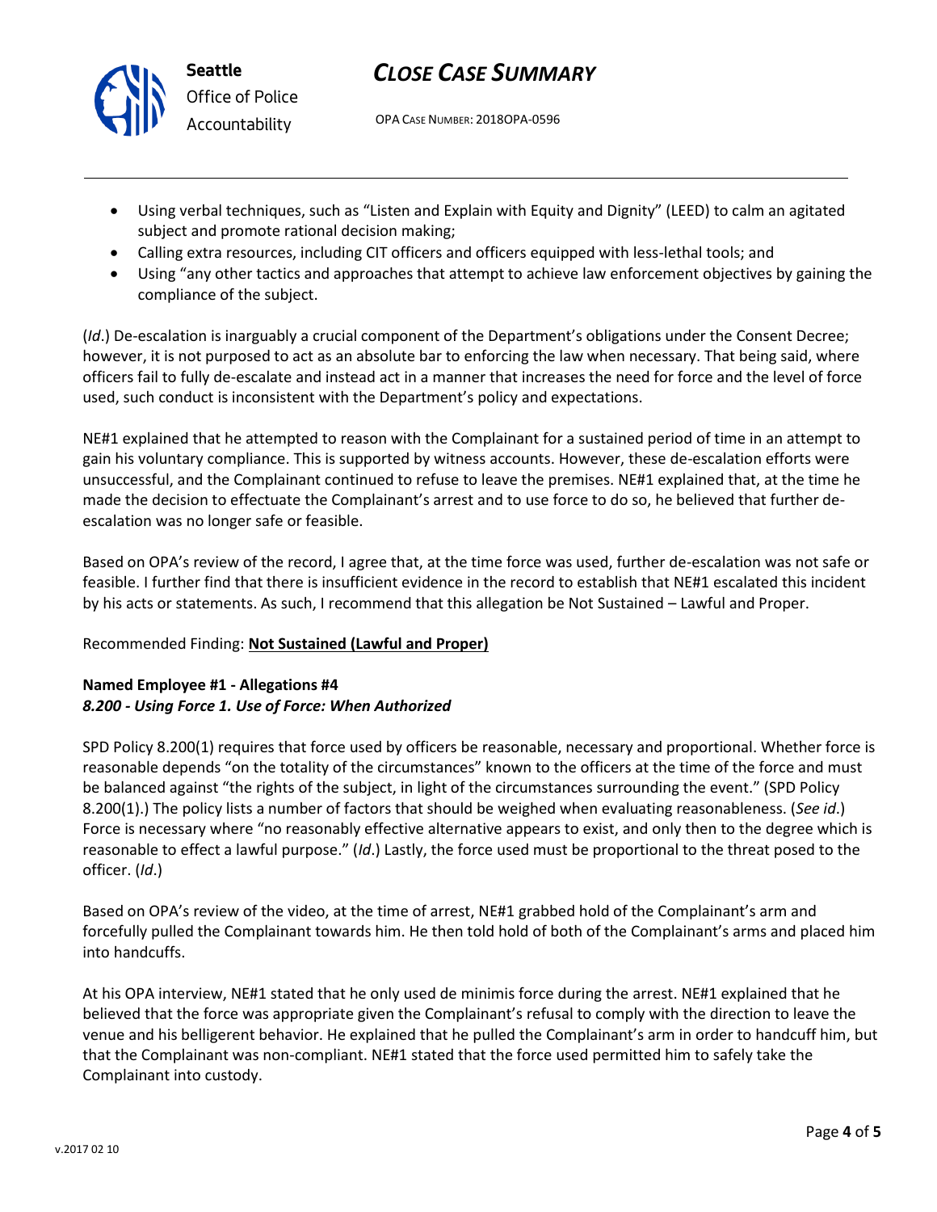- Using verbal techniques, such as "Listen and Explain with Equity and Dignity" (LEED) to calm an agitated subject and promote rational decision making;
- Calling extra resources, including CIT officers and officers equipped with less-lethal tools; and
- Using "any other tactics and approaches that attempt to achieve law enforcement objectives by gaining the compliance of the subject.

(*Id*.) De-escalation is inarguably a crucial component of the Department's obligations under the Consent Decree; however, it is not purposed to act as an absolute bar to enforcing the law when necessary. That being said, where officers fail to fully de-escalate and instead act in a manner that increases the need for force and the level of force used, such conduct is inconsistent with the Department's policy and expectations.

NE#1 explained that he attempted to reason with the Complainant for a sustained period of time in an attempt to gain his voluntary compliance. This is supported by witness accounts. However, these de-escalation efforts were unsuccessful, and the Complainant continued to refuse to leave the premises. NE#1 explained that, at the time he made the decision to effectuate the Complainant's arrest and to use force to do so, he believed that further de-escalation was no longer safe or feasible.

Based on OPA's review of the record, I agree that, at the time force was used, further de-escalation was not safe or feasible. I further find that there is insufficient evidence in the record to establish that NE#1 escalated this incident by his acts or statements. As such, I recommend that this allegation be Not Sustained – Lawful and Proper.

Recommended Finding: **Not Sustained (Lawful and Proper)**

**Named Employee #1 - Allegations #4**
***8.200 - Using Force 1. Use of Force: When Authorized***

SPD Policy 8.200(1) requires that force used by officers be reasonable, necessary and proportional. Whether force is reasonable depends "on the totality of the circumstances" known to the officers at the time of the force and must be balanced against "the rights of the subject, in light of the circumstances surrounding the event." (SPD Policy 8.200(1).) The policy lists a number of factors that should be weighed when evaluating reasonableness. (*See id*.) Force is necessary where "no reasonably effective alternative appears to exist, and only then to the degree which is reasonable to effect a lawful purpose." (*Id*.) Lastly, the force used must be proportional to the threat posed to the officer. (*Id*.)

Based on OPA's review of the video, at the time of arrest, NE#1 grabbed hold of the Complainant's arm and forcefully pulled the Complainant towards him. He then told hold of both of the Complainant's arms and placed him into handcuffs.

At his OPA interview, NE#1 stated that he only used de minimis force during the arrest. NE#1 explained that he believed that the force was appropriate given the Complainant's refusal to comply with the direction to leave the venue and his belligerent behavior. He explained that he pulled the Complainant's arm in order to handcuff him, but that the Complainant was non-compliant. NE#1 stated that the force used permitted him to safely take the Complainant into custody.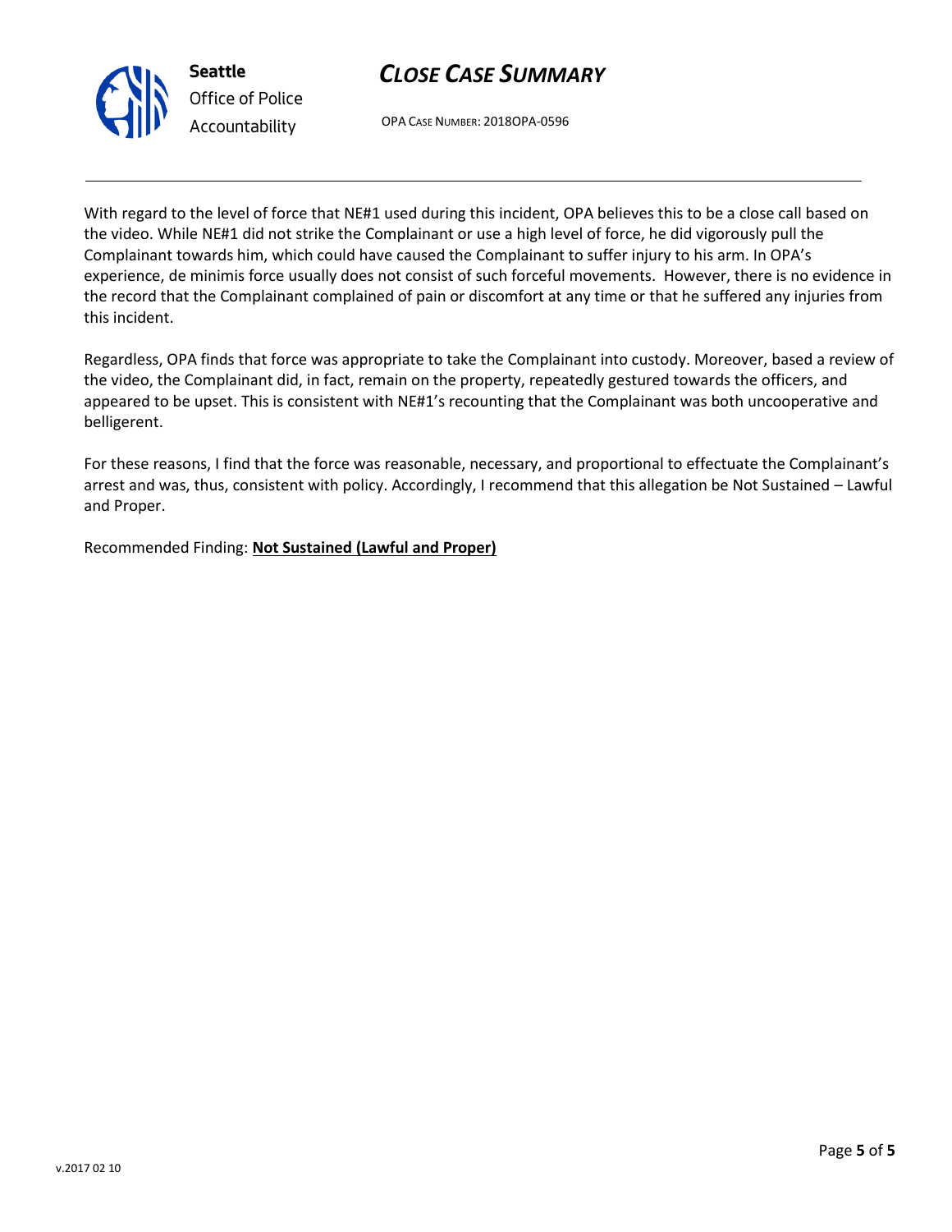With regard to the level of force that NE#1 used during this incident, OPA believes this to be a close call based on the video. While NE#1 did not strike the Complainant or use a high level of force, he did vigorously pull the Complainant towards him, which could have caused the Complainant to suffer injury to his arm. In OPA's experience, de minimis force usually does not consist of such forceful movements. However, there is no evidence in the record that the Complainant complained of pain or discomfort at any time or that he suffered any injuries from this incident.

Regardless, OPA finds that force was appropriate to take the Complainant into custody. Moreover, based a review of the video, the Complainant did, in fact, remain on the property, repeatedly gestured towards the officers, and appeared to be upset. This is consistent with NE#1's recounting that the Complainant was both uncooperative and belligerent.

For these reasons, I find that the force was reasonable, necessary, and proportional to effectuate the Complainant's arrest and was, thus, consistent with policy. Accordingly, I recommend that this allegation be Not Sustained – Lawful and Proper.

Recommended Finding: **Not Sustained (Lawful and Proper)**